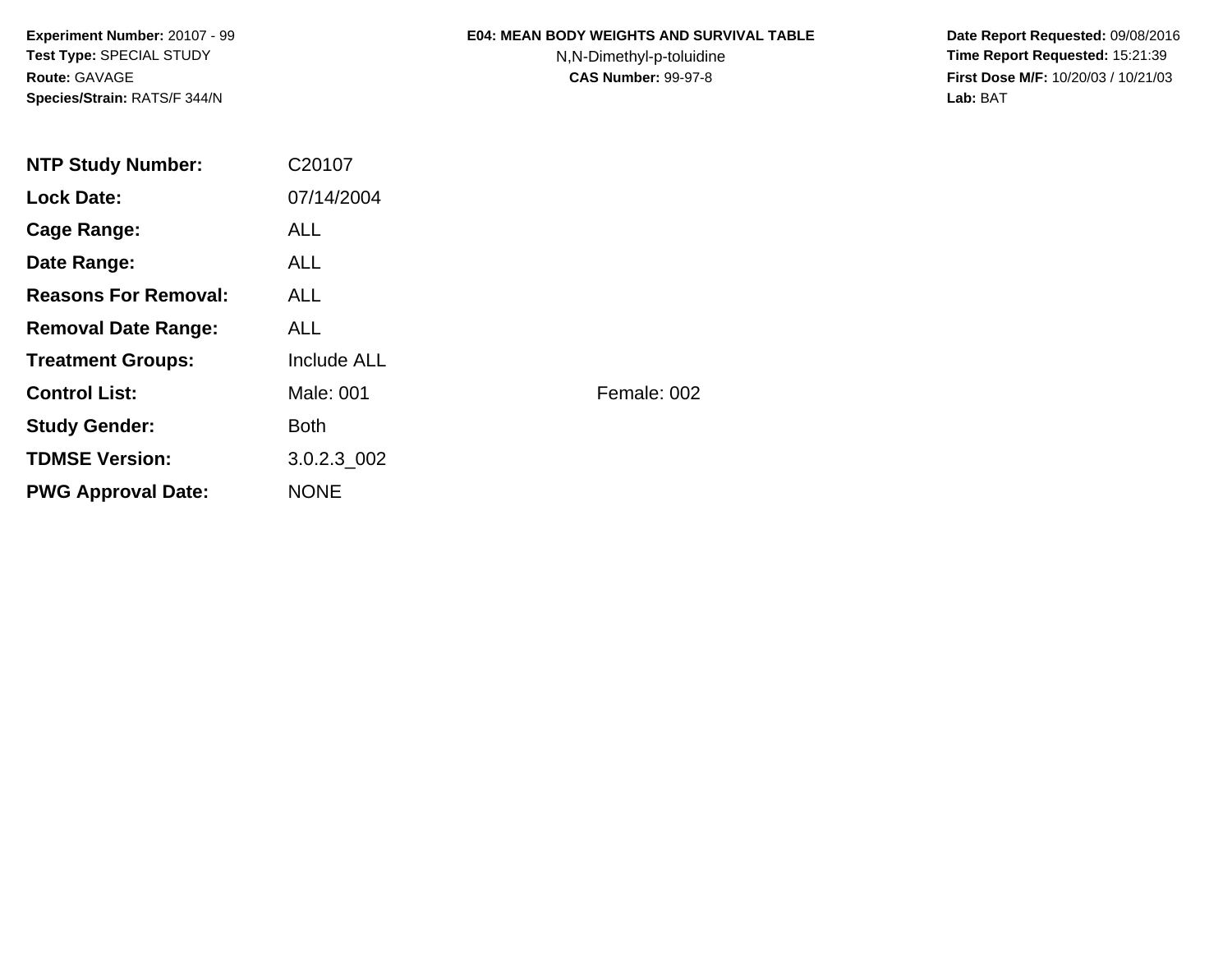**Experiment Number:** 20107 - 99
**Test Type:** SPECIAL STUDY
**Route:** GAVAGE
**Species/Strain:** RATS/F 344/N

**E04: MEAN BODY WEIGHTS AND SURVIVAL TABLE**
N,N-Dimethyl-p-toluidine
**CAS Number:** 99-97-8

**Date Report Requested:** 09/08/2016
**Time Report Requested:** 15:21:39
**First Dose M/F:** 10/20/03 / 10/21/03
**Lab:** BAT

| | | |
|---|---|---|
| **NTP Study Number:** | C20107 | |
| **Lock Date:** | 07/14/2004 | |
| **Cage Range:** | ALL | |
| **Date Range:** | ALL | |
| **Reasons For Removal:** | ALL | |
| **Removal Date Range:** | ALL | |
| **Treatment Groups:** | Include ALL | |
| **Control List:** | Male: 001 | Female: 002 |
| **Study Gender:** | Both | |
| **TDMSE Version:** | 3.0.2.3_002 | |
| **PWG Approval Date:** | NONE | |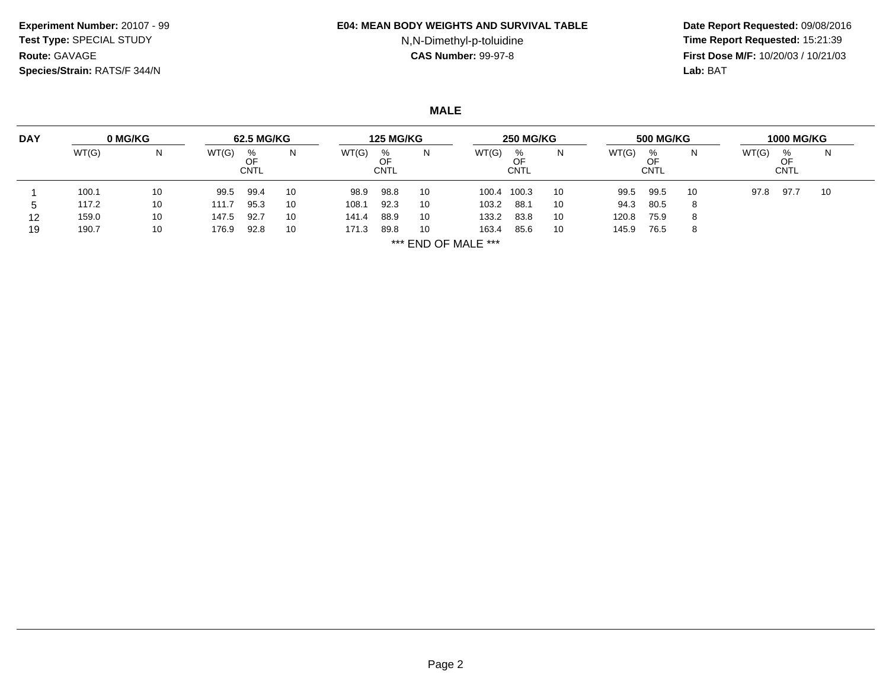**Experiment Number:** 20107 - 99
**Test Type:** SPECIAL STUDY
**Route:** GAVAGE
**Species/Strain:** RATS/F 344/N

**E04: MEAN BODY WEIGHTS AND SURVIVAL TABLE**
N,N-Dimethyl-p-toluidine
**CAS Number:** 99-97-8

**Date Report Requested:** 09/08/2016
**Time Report Requested:** 15:21:39
**First Dose M/F:** 10/20/03 / 10/21/03
**Lab:** BAT

## MALE

| DAY | 0 MG/KG | | 62.5 MG/KG | | | 125 MG/KG | | | 250 MG/KG | | | 500 MG/KG | | | 1000 MG/KG | | |
|---|---|---|---|---|---|---|---|---|---|---|---|---|---|---|---|---|---|
| | WT(G) | N | WT(G) | % OF CNTL | N | WT(G) | % OF CNTL | N | WT(G) | % OF CNTL | N | WT(G) | % OF CNTL | N | WT(G) | % OF CNTL | N |
| 1 | 100.1 | 10 | 99.5 | 99.4 | 10 | 98.9 | 98.8 | 10 | 100.4 | 100.3 | 10 | 99.5 | 99.5 | 10 | 97.8 | 97.7 | 10 |
| 5 | 117.2 | 10 | 111.7 | 95.3 | 10 | 108.1 | 92.3 | 10 | 103.2 | 88.1 | 10 | 94.3 | 80.5 | 8 | | | |
| 12 | 159.0 | 10 | 147.5 | 92.7 | 10 | 141.4 | 88.9 | 10 | 133.2 | 83.8 | 10 | 120.8 | 75.9 | 8 | | | |
| 19 | 190.7 | 10 | 176.9 | 92.8 | 10 | 171.3 | 89.8 | 10 | 163.4 | 85.6 | 10 | 145.9 | 76.5 | 8 | | | |

*** END OF MALE ***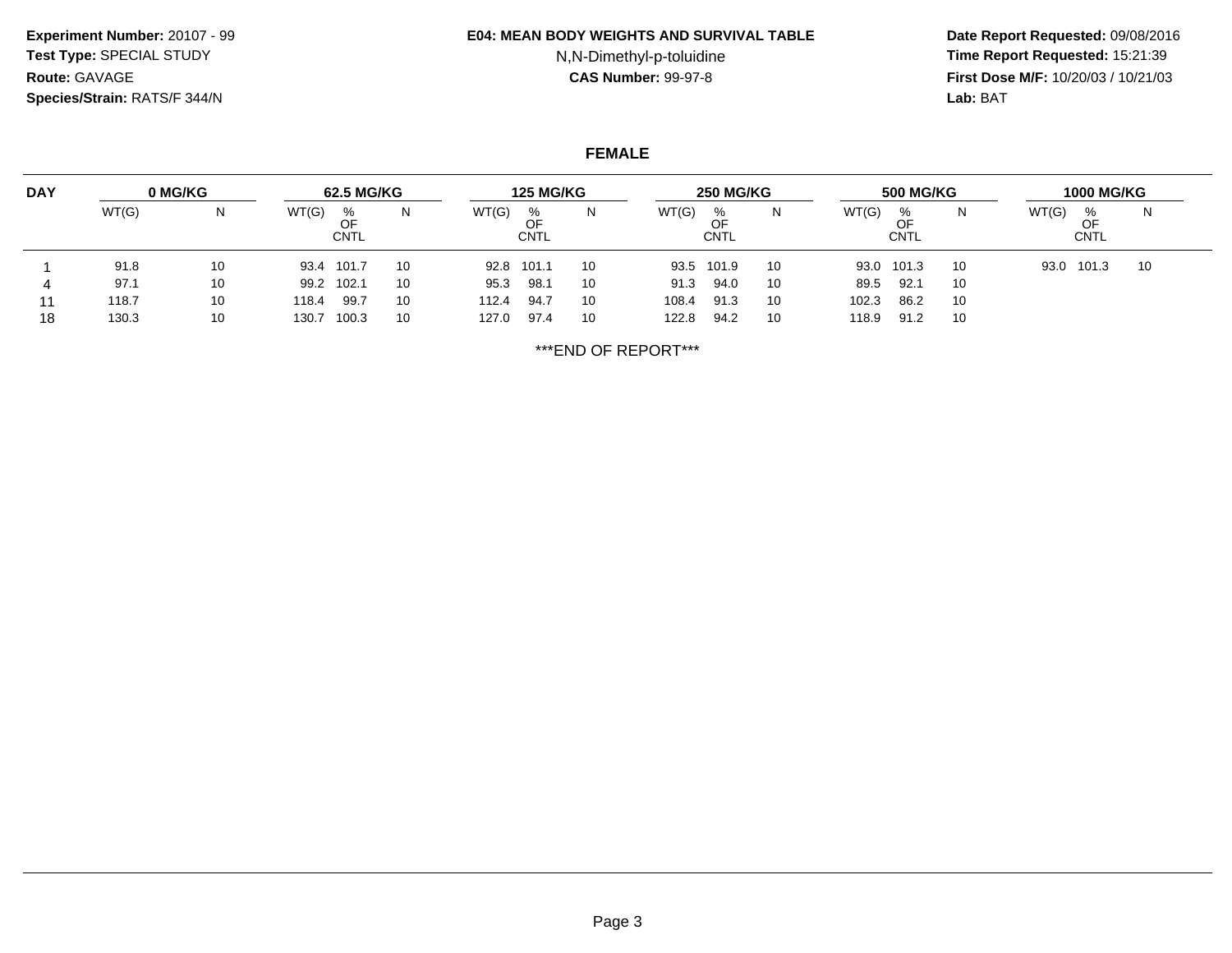**Experiment Number:** 20107 - 99
**Test Type:** SPECIAL STUDY
**Route:** GAVAGE
**Species/Strain:** RATS/F 344/N

**E04: MEAN BODY WEIGHTS AND SURVIVAL TABLE**
N,N-Dimethyl-p-toluidine
**CAS Number:** 99-97-8

**Date Report Requested:** 09/08/2016
**Time Report Requested:** 15:21:39
**First Dose M/F:** 10/20/03 / 10/21/03
**Lab:** BAT

## FEMALE

| DAY | 0 MG/KG | | 62.5 MG/KG | | | 125 MG/KG | | | 250 MG/KG | | | 500 MG/KG | | | 1000 MG/KG | | |
|---|---|---|---|---|---|---|---|---|---|---|---|---|---|---|---|---|---|
| | WT(G) | N | WT(G) | % OF CNTL | N | WT(G) | % OF CNTL | N | WT(G) | % OF CNTL | N | WT(G) | % OF CNTL | N | WT(G) | % OF CNTL | N |
| 1 | 91.8 | 10 | 93.4 | 101.7 | 10 | 92.8 | 101.1 | 10 | 93.5 | 101.9 | 10 | 93.0 | 101.3 | 10 | 93.0 | 101.3 | 10 |
| 4 | 97.1 | 10 | 99.2 | 102.1 | 10 | 95.3 | 98.1 | 10 | 91.3 | 94.0 | 10 | 89.5 | 92.1 | 10 | | | |
| 11 | 118.7 | 10 | 118.4 | 99.7 | 10 | 112.4 | 94.7 | 10 | 108.4 | 91.3 | 10 | 102.3 | 86.2 | 10 | | | |
| 18 | 130.3 | 10 | 130.7 | 100.3 | 10 | 127.0 | 97.4 | 10 | 122.8 | 94.2 | 10 | 118.9 | 91.2 | 10 | | | |

***END OF REPORT***